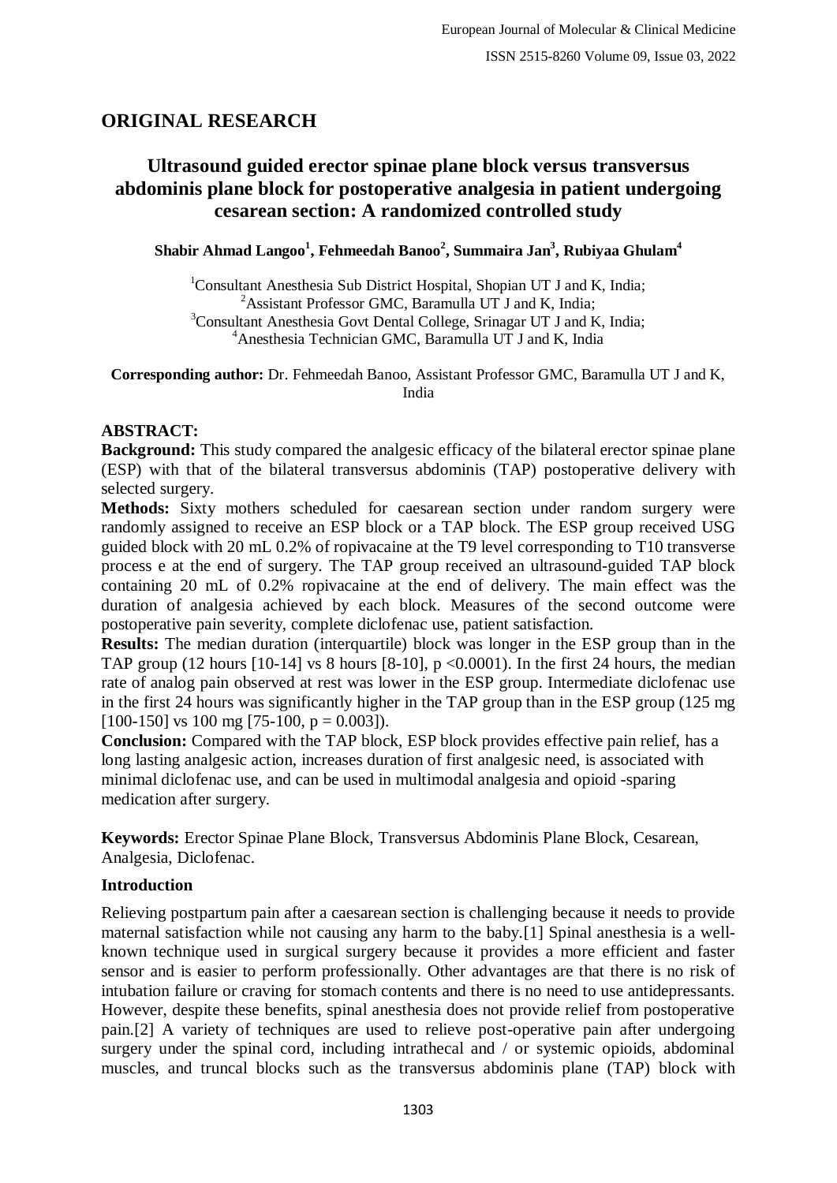## ORIGINAL RESEARCH

# Ultrasound guided erector spinae plane block versus transversus abdominis plane block for postoperative analgesia in patient undergoing cesarean section: A randomized controlled study

**Shabir Ahmad Langoo[1], Fehmeedah Banoo[2], Summaira Jan[3], Rubiyaa Ghulam[4]**

[1]Consultant Anesthesia Sub District Hospital, Shopian UT J and K, India;
[2]Assistant Professor GMC, Baramulla UT J and K, India;
[3]Consultant Anesthesia Govt Dental College, Srinagar UT J and K, India;
[4]Anesthesia Technician GMC, Baramulla UT J and K, India

**Corresponding author:** Dr. Fehmeedah Banoo, Assistant Professor GMC, Baramulla UT J and K, India

### ABSTRACT:

**Background:** This study compared the analgesic efficacy of the bilateral erector spinae plane (ESP) with that of the bilateral transversus abdominis (TAP) postoperative delivery with selected surgery.

**Methods:** Sixty mothers scheduled for caesarean section under random surgery were randomly assigned to receive an ESP block or a TAP block. The ESP group received USG guided block with 20 mL 0.2% of ropivacaine at the T9 level corresponding to T10 transverse process e at the end of surgery. The TAP group received an ultrasound-guided TAP block containing 20 mL of 0.2% ropivacaine at the end of delivery. The main effect was the duration of analgesia achieved by each block. Measures of the second outcome were postoperative pain severity, complete diclofenac use, patient satisfaction.

**Results:** The median duration (interquartile) block was longer in the ESP group than in the TAP group (12 hours [10-14] vs 8 hours [8-10], p <0.0001). In the first 24 hours, the median rate of analog pain observed at rest was lower in the ESP group. Intermediate diclofenac use in the first 24 hours was significantly higher in the TAP group than in the ESP group (125 mg [100-150] vs 100 mg [75-100, p = 0.003]).

**Conclusion:** Compared with the TAP block, ESP block provides effective pain relief, has a long lasting analgesic action, increases duration of first analgesic need, is associated with minimal diclofenac use, and can be used in multimodal analgesia and opioid -sparing medication after surgery.

**Keywords:** Erector Spinae Plane Block, Transversus Abdominis Plane Block, Cesarean, Analgesia, Diclofenac.

### Introduction

Relieving postpartum pain after a caesarean section is challenging because it needs to provide maternal satisfaction while not causing any harm to the baby.[1] Spinal anesthesia is a well-known technique used in surgical surgery because it provides a more efficient and faster sensor and is easier to perform professionally. Other advantages are that there is no risk of intubation failure or craving for stomach contents and there is no need to use antidepressants. However, despite these benefits, spinal anesthesia does not provide relief from postoperative pain.[2] A variety of techniques are used to relieve post-operative pain after undergoing surgery under the spinal cord, including intrathecal and / or systemic opioids, abdominal muscles, and truncal blocks such as the transversus abdominis plane (TAP) block with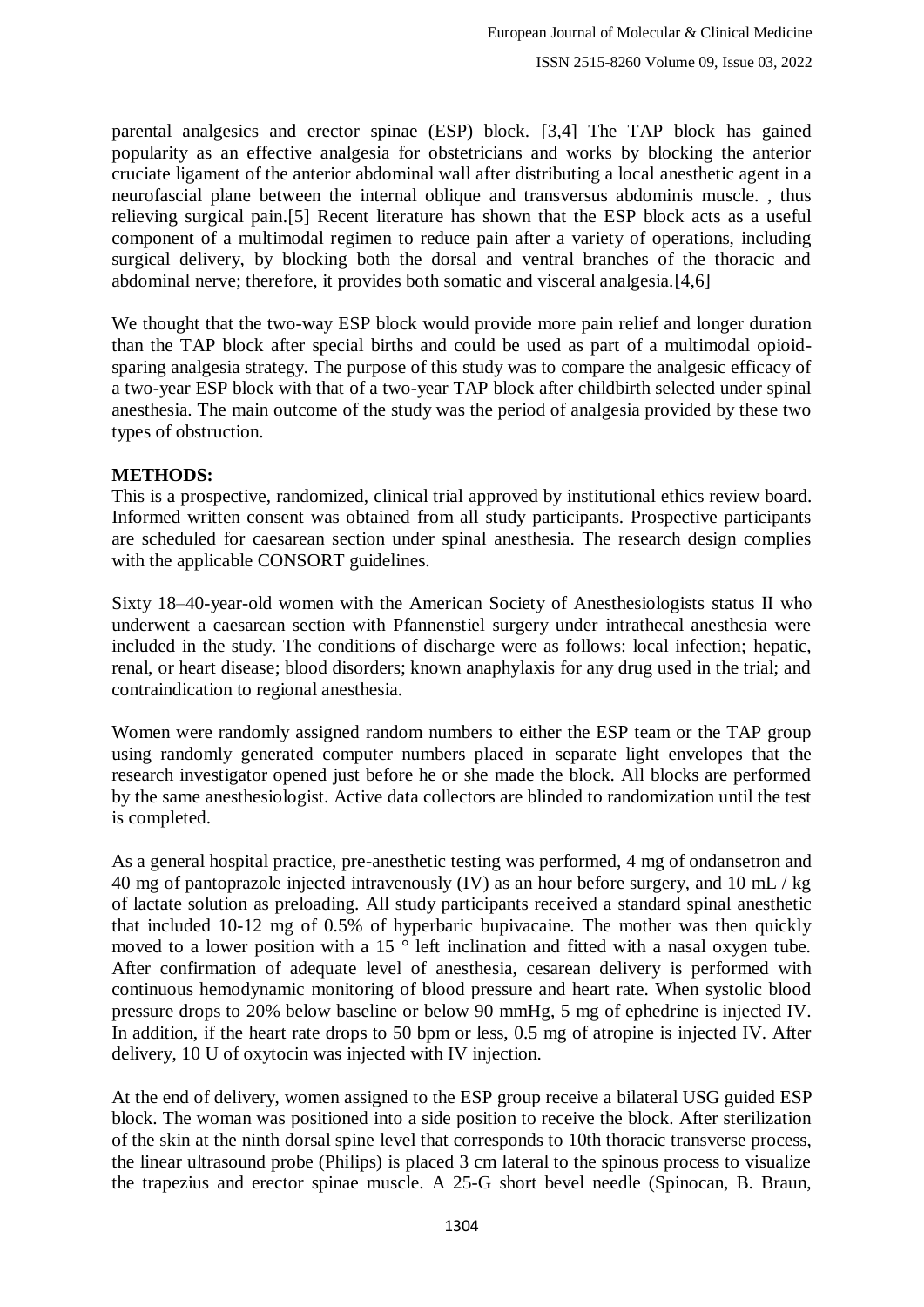parental analgesics and erector spinae (ESP) block. [3,4] The TAP block has gained popularity as an effective analgesia for obstetricians and works by blocking the anterior cruciate ligament of the anterior abdominal wall after distributing a local anesthetic agent in a neurofascial plane between the internal oblique and transversus abdominis muscle. , thus relieving surgical pain.[5] Recent literature has shown that the ESP block acts as a useful component of a multimodal regimen to reduce pain after a variety of operations, including surgical delivery, by blocking both the dorsal and ventral branches of the thoracic and abdominal nerve; therefore, it provides both somatic and visceral analgesia.[4,6]

We thought that the two-way ESP block would provide more pain relief and longer duration than the TAP block after special births and could be used as part of a multimodal opioid-sparing analgesia strategy. The purpose of this study was to compare the analgesic efficacy of a two-year ESP block with that of a two-year TAP block after childbirth selected under spinal anesthesia. The main outcome of the study was the period of analgesia provided by these two types of obstruction.

**METHODS:**

This is a prospective, randomized, clinical trial approved by institutional ethics review board. Informed written consent was obtained from all study participants. Prospective participants are scheduled for caesarean section under spinal anesthesia. The research design complies with the applicable CONSORT guidelines.

Sixty 18–40-year-old women with the American Society of Anesthesiologists status II who underwent a caesarean section with Pfannenstiel surgery under intrathecal anesthesia were included in the study. The conditions of discharge were as follows: local infection; hepatic, renal, or heart disease; blood disorders; known anaphylaxis for any drug used in the trial; and contraindication to regional anesthesia.

Women were randomly assigned random numbers to either the ESP team or the TAP group using randomly generated computer numbers placed in separate light envelopes that the research investigator opened just before he or she made the block. All blocks are performed by the same anesthesiologist. Active data collectors are blinded to randomization until the test is completed.

As a general hospital practice, pre-anesthetic testing was performed, 4 mg of ondansetron and 40 mg of pantoprazole injected intravenously (IV) as an hour before surgery, and 10 mL / kg of lactate solution as preloading. All study participants received a standard spinal anesthetic that included 10-12 mg of 0.5% of hyperbaric bupivacaine. The mother was then quickly moved to a lower position with a 15 ° left inclination and fitted with a nasal oxygen tube. After confirmation of adequate level of anesthesia, cesarean delivery is performed with continuous hemodynamic monitoring of blood pressure and heart rate. When systolic blood pressure drops to 20% below baseline or below 90 mmHg, 5 mg of ephedrine is injected IV. In addition, if the heart rate drops to 50 bpm or less, 0.5 mg of atropine is injected IV. After delivery, 10 U of oxytocin was injected with IV injection.

At the end of delivery, women assigned to the ESP group receive a bilateral USG guided ESP block. The woman was positioned into a side position to receive the block. After sterilization of the skin at the ninth dorsal spine level that corresponds to 10th thoracic transverse process, the linear ultrasound probe (Philips) is placed 3 cm lateral to the spinous process to visualize the trapezius and erector spinae muscle. A 25-G short bevel needle (Spinocan, B. Braun,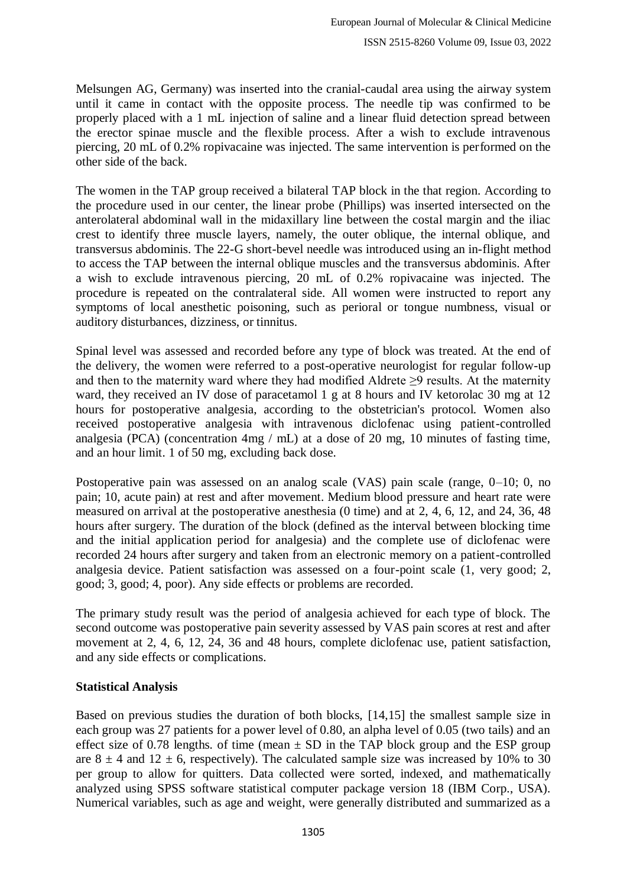Melsungen AG, Germany) was inserted into the cranial-caudal area using the airway system until it came in contact with the opposite process. The needle tip was confirmed to be properly placed with a 1 mL injection of saline and a linear fluid detection spread between the erector spinae muscle and the flexible process. After a wish to exclude intravenous piercing, 20 mL of 0.2% ropivacaine was injected. The same intervention is performed on the other side of the back.

The women in the TAP group received a bilateral TAP block in the that region. According to the procedure used in our center, the linear probe (Phillips) was inserted intersected on the anterolateral abdominal wall in the midaxillary line between the costal margin and the iliac crest to identify three muscle layers, namely, the outer oblique, the internal oblique, and transversus abdominis. The 22-G short-bevel needle was introduced using an in-flight method to access the TAP between the internal oblique muscles and the transversus abdominis. After a wish to exclude intravenous piercing, 20 mL of 0.2% ropivacaine was injected. The procedure is repeated on the contralateral side. All women were instructed to report any symptoms of local anesthetic poisoning, such as perioral or tongue numbness, visual or auditory disturbances, dizziness, or tinnitus.

Spinal level was assessed and recorded before any type of block was treated. At the end of the delivery, the women were referred to a post-operative neurologist for regular follow-up and then to the maternity ward where they had modified Aldrete ≥9 results. At the maternity ward, they received an IV dose of paracetamol 1 g at 8 hours and IV ketorolac 30 mg at 12 hours for postoperative analgesia, according to the obstetrician's protocol. Women also received postoperative analgesia with intravenous diclofenac using patient-controlled analgesia (PCA) (concentration 4mg / mL) at a dose of 20 mg, 10 minutes of fasting time, and an hour limit. 1 of 50 mg, excluding back dose.

Postoperative pain was assessed on an analog scale (VAS) pain scale (range, 0–10; 0, no pain; 10, acute pain) at rest and after movement. Medium blood pressure and heart rate were measured on arrival at the postoperative anesthesia (0 time) and at 2, 4, 6, 12, and 24, 36, 48 hours after surgery. The duration of the block (defined as the interval between blocking time and the initial application period for analgesia) and the complete use of diclofenac were recorded 24 hours after surgery and taken from an electronic memory on a patient-controlled analgesia device. Patient satisfaction was assessed on a four-point scale (1, very good; 2, good; 3, good; 4, poor). Any side effects or problems are recorded.

The primary study result was the period of analgesia achieved for each type of block. The second outcome was postoperative pain severity assessed by VAS pain scores at rest and after movement at 2, 4, 6, 12, 24, 36 and 48 hours, complete diclofenac use, patient satisfaction, and any side effects or complications.

### Statistical Analysis

Based on previous studies the duration of both blocks, [14,15] the smallest sample size in each group was 27 patients for a power level of 0.80, an alpha level of 0.05 (two tails) and an effect size of 0.78 lengths. of time (mean ± SD in the TAP block group and the ESP group are 8 ± 4 and 12 ± 6, respectively). The calculated sample size was increased by 10% to 30 per group to allow for quitters. Data collected were sorted, indexed, and mathematically analyzed using SPSS software statistical computer package version 18 (IBM Corp., USA). Numerical variables, such as age and weight, were generally distributed and summarized as a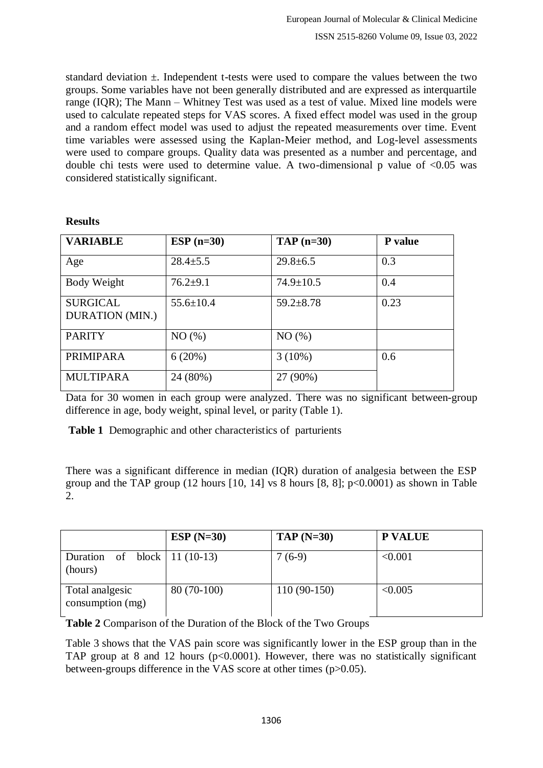standard deviation ±. Independent t-tests were used to compare the values between the two groups. Some variables have not been generally distributed and are expressed as interquartile range (IQR); The Mann – Whitney Test was used as a test of value. Mixed line models were used to calculate repeated steps for VAS scores. A fixed effect model was used in the group and a random effect model was used to adjust the repeated measurements over time. Event time variables were assessed using the Kaplan-Meier method, and Log-level assessments were used to compare groups. Quality data was presented as a number and percentage, and double chi tests were used to determine value. A two-dimensional p value of <0.05 was considered statistically significant.

**Results**

| **VARIABLE** | **ESP (n=30)** | **TAP (n=30)** | **P value** |
|---|---|---|---|
| Age | 28.4±5.5 | 29.8±6.5 | 0.3 |
| Body Weight | 76.2±9.1 | 74.9±10.5 | 0.4 |
| SURGICAL DURATION (MIN.) | 55.6±10.4 | 59.2±8.78 | 0.23 |
| PARITY | NO (%) | NO (%) | |
| PRIMIPARA | 6 (20%) | 3 (10%) | 0.6 |
| MULTIPARA | 24 (80%) | 27 (90%) | |

Data for 30 women in each group were analyzed. There was no significant between-group difference in age, body weight, spinal level, or parity (Table 1).

**Table 1** Demographic and other characteristics of parturients

There was a significant difference in median (IQR) duration of analgesia between the ESP group and the TAP group (12 hours [10, 14] vs 8 hours [8, 8]; p<0.0001) as shown in Table 2.

| | **ESP (N=30)** | **TAP (N=30)** | **P VALUE** |
|---|---|---|---|
| Duration of block (hours) | 11 (10-13) | 7 (6-9) | <0.001 |
| Total analgesic consumption (mg) | 80 (70-100) | 110 (90-150) | <0.005 |

**Table 2** Comparison of the Duration of the Block of the Two Groups

Table 3 shows that the VAS pain score was significantly lower in the ESP group than in the TAP group at 8 and 12 hours (p<0.0001). However, there was no statistically significant between-groups difference in the VAS score at other times (p>0.05).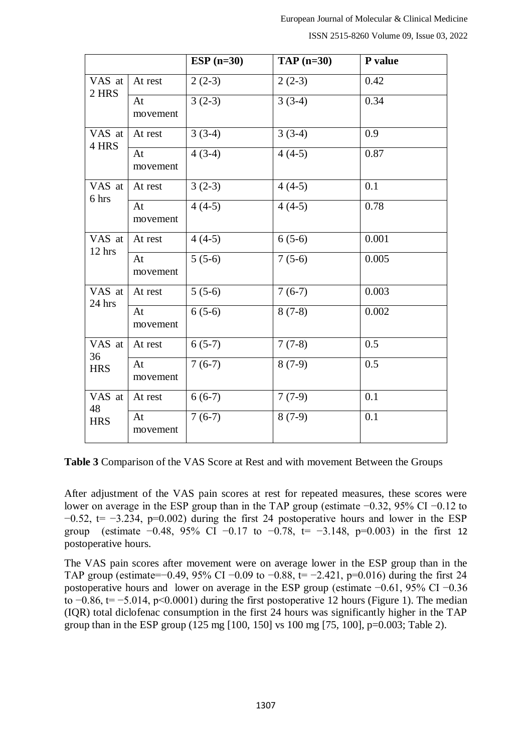| | | ESP (n=30) | TAP (n=30) | P value |
|---|---|---|---|---|
| VAS at 2 HRS | At rest | 2 (2-3) | 2 (2-3) | 0.42 |
| | At movement | 3 (2-3) | 3 (3-4) | 0.34 |
| VAS at 4 HRS | At rest | 3 (3-4) | 3 (3-4) | 0.9 |
| | At movement | 4 (3-4) | 4 (4-5) | 0.87 |
| VAS at 6 hrs | At rest | 3 (2-3) | 4 (4-5) | 0.1 |
| | At movement | 4 (4-5) | 4 (4-5) | 0.78 |
| VAS at 12 hrs | At rest | 4 (4-5) | 6 (5-6) | 0.001 |
| | At movement | 5 (5-6) | 7 (5-6) | 0.005 |
| VAS at 24 hrs | At rest | 5 (5-6) | 7 (6-7) | 0.003 |
| | At movement | 6 (5-6) | 8 (7-8) | 0.002 |
| VAS at 36 HRS | At rest | 6 (5-7) | 7 (7-8) | 0.5 |
| | At movement | 7 (6-7) | 8 (7-9) | 0.5 |
| VAS at 48 HRS | At rest | 6 (6-7) | 7 (7-9) | 0.1 |
| | At movement | 7 (6-7) | 8 (7-9) | 0.1 |

**Table 3** Comparison of the VAS Score at Rest and with movement Between the Groups

After adjustment of the VAS pain scores at rest for repeated measures, these scores were lower on average in the ESP group than in the TAP group (estimate −0.32, 95% CI −0.12 to −0.52, t= −3.234, p=0.002) during the first 24 postoperative hours and lower in the ESP group (estimate −0.48, 95% CI −0.17 to −0.78, t= −3.148, p=0.003) in the first 12 postoperative hours.

The VAS pain scores after movement were on average lower in the ESP group than in the TAP group (estimate=−0.49, 95% CI −0.09 to −0.88, t= −2.421, p=0.016) during the first 24 postoperative hours and lower on average in the ESP group (estimate −0.61, 95% CI −0.36 to −0.86, t= −5.014, p<0.0001) during the first postoperative 12 hours (Figure 1). The median (IQR) total diclofenac consumption in the first 24 hours was significantly higher in the TAP group than in the ESP group (125 mg [100, 150] vs 100 mg [75, 100], p=0.003; Table 2).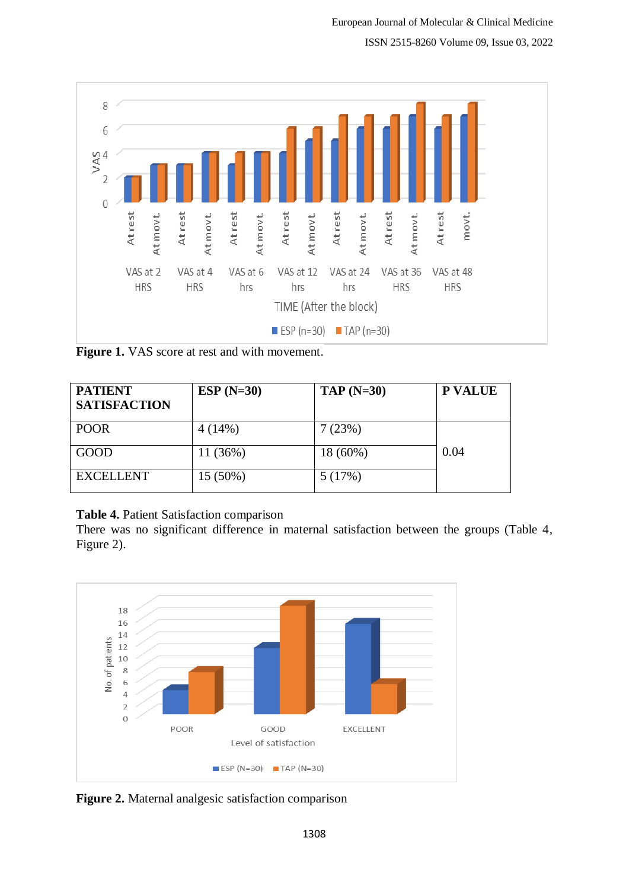**Figure 1.** VAS score at rest and with movement.

| **PATIENT SATISFACTION** | **ESP (N=30)** | **TAP (N=30)** | **P VALUE** |
| --- | --- | --- | --- |
| POOR | 4 (14%) | 7 (23%) | 0.04 |
| GOOD | 11 (36%) | 18 (60%) | |
| EXCELLENT | 15 (50%) | 5 (17%) | |

**Table 4.** Patient Satisfaction comparison

There was no significant difference in maternal satisfaction between the groups (Table 4, Figure 2).

**Figure 2.** Maternal analgesic satisfaction comparison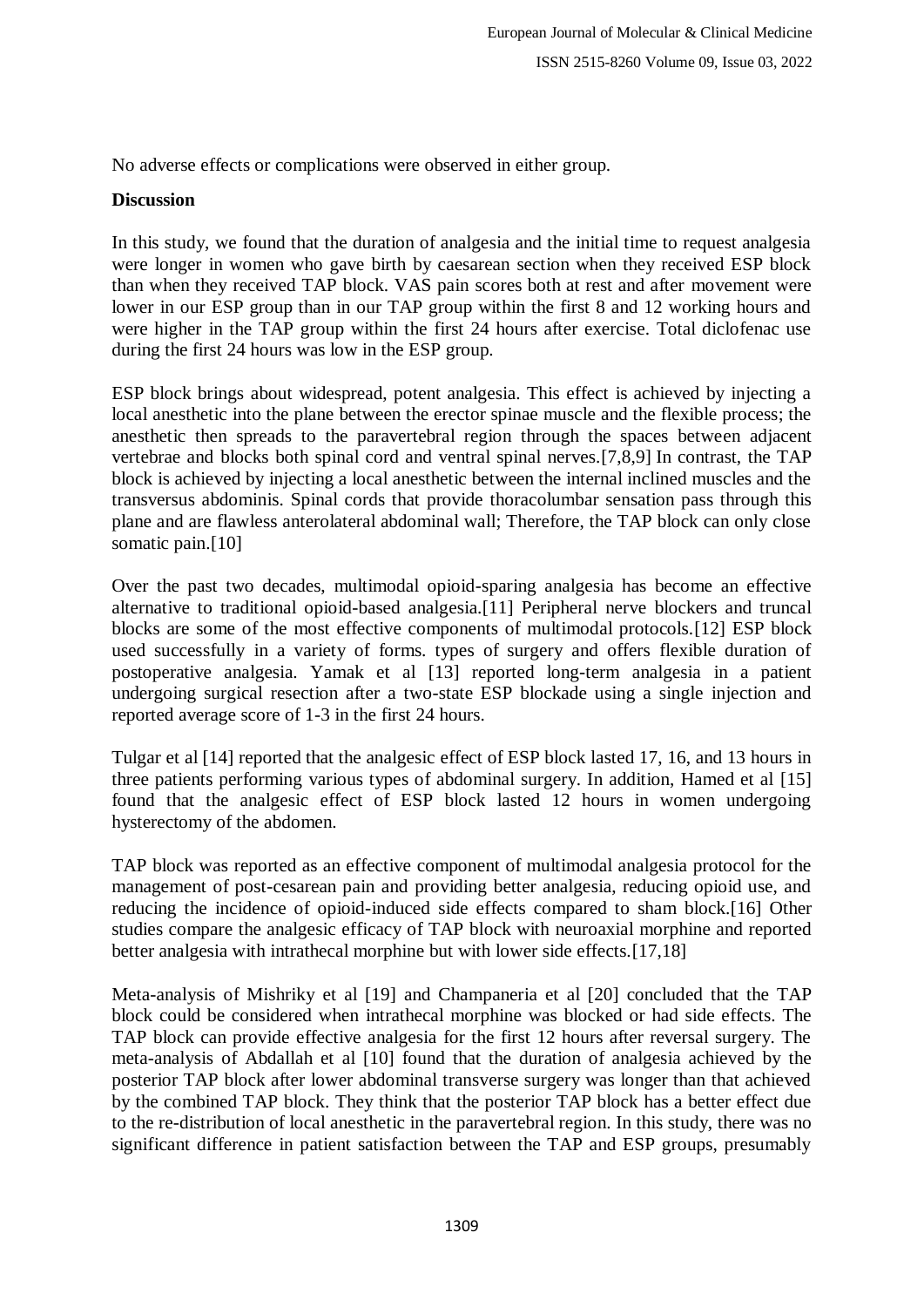No adverse effects or complications were observed in either group.

**Discussion**

In this study, we found that the duration of analgesia and the initial time to request analgesia were longer in women who gave birth by caesarean section when they received ESP block than when they received TAP block. VAS pain scores both at rest and after movement were lower in our ESP group than in our TAP group within the first 8 and 12 working hours and were higher in the TAP group within the first 24 hours after exercise. Total diclofenac use during the first 24 hours was low in the ESP group.

ESP block brings about widespread, potent analgesia. This effect is achieved by injecting a local anesthetic into the plane between the erector spinae muscle and the flexible process; the anesthetic then spreads to the paravertebral region through the spaces between adjacent vertebrae and blocks both spinal cord and ventral spinal nerves.[7,8,9] In contrast, the TAP block is achieved by injecting a local anesthetic between the internal inclined muscles and the transversus abdominis. Spinal cords that provide thoracolumbar sensation pass through this plane and are flawless anterolateral abdominal wall; Therefore, the TAP block can only close somatic pain.[10]

Over the past two decades, multimodal opioid-sparing analgesia has become an effective alternative to traditional opioid-based analgesia.[11] Peripheral nerve blockers and truncal blocks are some of the most effective components of multimodal protocols.[12] ESP block used successfully in a variety of forms. types of surgery and offers flexible duration of postoperative analgesia. Yamak et al [13] reported long-term analgesia in a patient undergoing surgical resection after a two-state ESP blockade using a single injection and reported average score of 1-3 in the first 24 hours.

Tulgar et al [14] reported that the analgesic effect of ESP block lasted 17, 16, and 13 hours in three patients performing various types of abdominal surgery. In addition, Hamed et al [15] found that the analgesic effect of ESP block lasted 12 hours in women undergoing hysterectomy of the abdomen.

TAP block was reported as an effective component of multimodal analgesia protocol for the management of post-cesarean pain and providing better analgesia, reducing opioid use, and reducing the incidence of opioid-induced side effects compared to sham block.[16] Other studies compare the analgesic efficacy of TAP block with neuroaxial morphine and reported better analgesia with intrathecal morphine but with lower side effects.[17,18]

Meta-analysis of Mishriky et al [19] and Champaneria et al [20] concluded that the TAP block could be considered when intrathecal morphine was blocked or had side effects. The TAP block can provide effective analgesia for the first 12 hours after reversal surgery. The meta-analysis of Abdallah et al [10] found that the duration of analgesia achieved by the posterior TAP block after lower abdominal transverse surgery was longer than that achieved by the combined TAP block. They think that the posterior TAP block has a better effect due to the re-distribution of local anesthetic in the paravertebral region. In this study, there was no significant difference in patient satisfaction between the TAP and ESP groups, presumably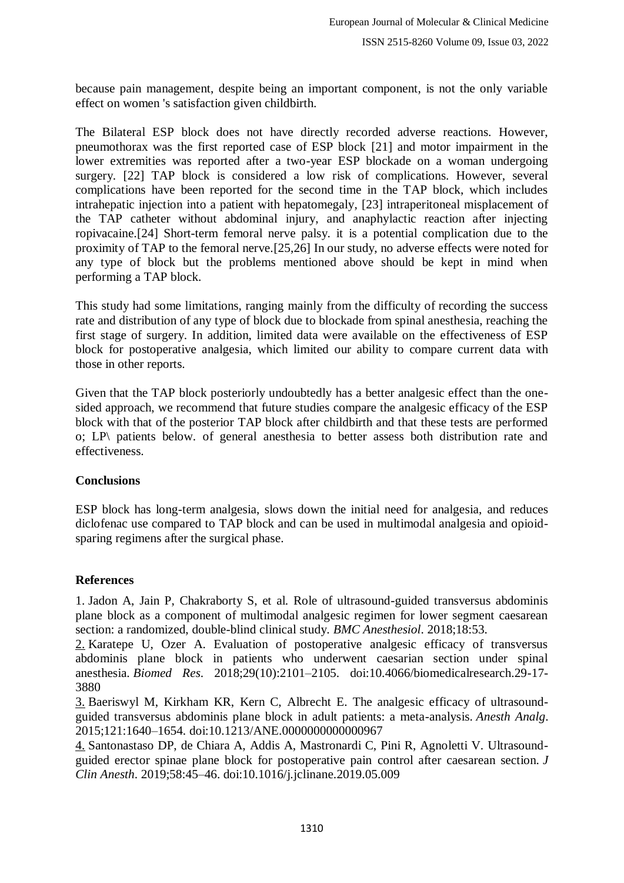because pain management, despite being an important component, is not the only variable effect on women 's satisfaction given childbirth.

The Bilateral ESP block does not have directly recorded adverse reactions. However, pneumothorax was the first reported case of ESP block [21] and motor impairment in the lower extremities was reported after a two-year ESP blockade on a woman undergoing surgery. [22] TAP block is considered a low risk of complications. However, several complications have been reported for the second time in the TAP block, which includes intrahepatic injection into a patient with hepatomegaly, [23] intraperitoneal misplacement of the TAP catheter without abdominal injury, and anaphylactic reaction after injecting ropivacaine.[24] Short-term femoral nerve palsy. it is a potential complication due to the proximity of TAP to the femoral nerve.[25,26] In our study, no adverse effects were noted for any type of block but the problems mentioned above should be kept in mind when performing a TAP block.

This study had some limitations, ranging mainly from the difficulty of recording the success rate and distribution of any type of block due to blockade from spinal anesthesia, reaching the first stage of surgery. In addition, limited data were available on the effectiveness of ESP block for postoperative analgesia, which limited our ability to compare current data with those in other reports.

Given that the TAP block posteriorly undoubtedly has a better analgesic effect than the one-sided approach, we recommend that future studies compare the analgesic efficacy of the ESP block with that of the posterior TAP block after childbirth and that these tests are performed o; LP\ patients below. of general anesthesia to better assess both distribution rate and effectiveness.

## Conclusions

ESP block has long-term analgesia, slows down the initial need for analgesia, and reduces diclofenac use compared to TAP block and can be used in multimodal analgesia and opioid-sparing regimens after the surgical phase.

## References

1. Jadon A, Jain P, Chakraborty S, et al. Role of ultrasound-guided transversus abdominis plane block as a component of multimodal analgesic regimen for lower segment caesarean section: a randomized, double-blind clinical study. *BMC Anesthesiol*. 2018;18:53.

2. Karatepe U, Ozer A. Evaluation of postoperative analgesic efficacy of transversus abdominis plane block in patients who underwent caesarian section under spinal anesthesia. *Biomed Res*. 2018;29(10):2101–2105. doi:10.4066/biomedicalresearch.29-17-3880

3. Baeriswyl M, Kirkham KR, Kern C, Albrecht E. The analgesic efficacy of ultrasound-guided transversus abdominis plane block in adult patients: a meta-analysis. *Anesth Analg*. 2015;121:1640–1654. doi:10.1213/ANE.0000000000000967

4. Santonastaso DP, de Chiara A, Addis A, Mastronardi C, Pini R, Agnoletti V. Ultrasound-guided erector spinae plane block for postoperative pain control after caesarean section. *J Clin Anesth*. 2019;58:45–46. doi:10.1016/j.jclinane.2019.05.009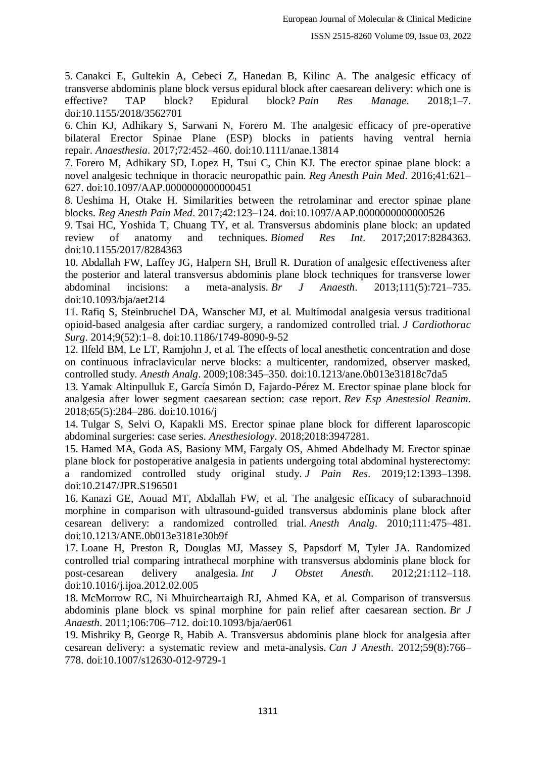5. Canakci E, Gultekin A, Cebeci Z, Hanedan B, Kilinc A. The analgesic efficacy of transverse abdominis plane block versus epidural block after caesarean delivery: which one is effective? TAP block? Epidural block? *Pain Res Manage*. 2018;1–7. doi:10.1155/2018/3562701

6. Chin KJ, Adhikary S, Sarwani N, Forero M. The analgesic efficacy of pre-operative bilateral Erector Spinae Plane (ESP) blocks in patients having ventral hernia repair. *Anaesthesia*. 2017;72:452–460. doi:10.1111/anae.13814

7. Forero M, Adhikary SD, Lopez H, Tsui C, Chin KJ. The erector spinae plane block: a novel analgesic technique in thoracic neuropathic pain. *Reg Anesth Pain Med*. 2016;41:621–627. doi:10.1097/AAP.0000000000000451

8. Ueshima H, Otake H. Similarities between the retrolaminar and erector spinae plane blocks. *Reg Anesth Pain Med*. 2017;42:123–124. doi:10.1097/AAP.0000000000000526

9. Tsai HC, Yoshida T, Chuang TY, et al. Transversus abdominis plane block: an updated review of anatomy and techniques. *Biomed Res Int*. 2017;2017:8284363. doi:10.1155/2017/8284363

10. Abdallah FW, Laffey JG, Halpern SH, Brull R. Duration of analgesic effectiveness after the posterior and lateral transversus abdominis plane block techniques for transverse lower abdominal incisions: a meta-analysis. *Br J Anaesth*. 2013;111(5):721–735. doi:10.1093/bja/aet214

11. Rafiq S, Steinbruchel DA, Wanscher MJ, et al. Multimodal analgesia versus traditional opioid-based analgesia after cardiac surgery, a randomized controlled trial. *J Cardiothorac Surg*. 2014;9(52):1–8. doi:10.1186/1749-8090-9-52

12. Ilfeld BM, Le LT, Ramjohn J, et al. The effects of local anesthetic concentration and dose on continuous infraclavicular nerve blocks: a multicenter, randomized, observer masked, controlled study. *Anesth Analg*. 2009;108:345–350. doi:10.1213/ane.0b013e31818c7da5

13. Yamak Altinpulluk E, García Simón D, Fajardo-Pérez M. Erector spinae plane block for analgesia after lower segment caesarean section: case report. *Rev Esp Anestesiol Reanim*. 2018;65(5):284–286. doi:10.1016/j

14. Tulgar S, Selvi O, Kapakli MS. Erector spinae plane block for different laparoscopic abdominal surgeries: case series. *Anesthesiology*. 2018;2018:3947281.

15. Hamed MA, Goda AS, Basiony MM, Fargaly OS, Ahmed Abdelhady M. Erector spinae plane block for postoperative analgesia in patients undergoing total abdominal hysterectomy: a randomized controlled study original study. *J Pain Res*. 2019;12:1393–1398. doi:10.2147/JPR.S196501

16. Kanazi GE, Aouad MT, Abdallah FW, et al. The analgesic efficacy of subarachnoid morphine in comparison with ultrasound-guided transversus abdominis plane block after cesarean delivery: a randomized controlled trial. *Anesth Analg*. 2010;111:475–481. doi:10.1213/ANE.0b013e3181e30b9f

17. Loane H, Preston R, Douglas MJ, Massey S, Papsdorf M, Tyler JA. Randomized controlled trial comparing intrathecal morphine with transversus abdominis plane block for post-cesarean delivery analgesia. *Int J Obstet Anesth*. 2012;21:112–118. doi:10.1016/j.ijoa.2012.02.005

18. McMorrow RC, Ni Mhuircheartaigh RJ, Ahmed KA, et al. Comparison of transversus abdominis plane block vs spinal morphine for pain relief after caesarean section. *Br J Anaesth*. 2011;106:706–712. doi:10.1093/bja/aer061

19. Mishriky B, George R, Habib A. Transversus abdominis plane block for analgesia after cesarean delivery: a systematic review and meta-analysis. *Can J Anesth*. 2012;59(8):766–778. doi:10.1007/s12630-012-9729-1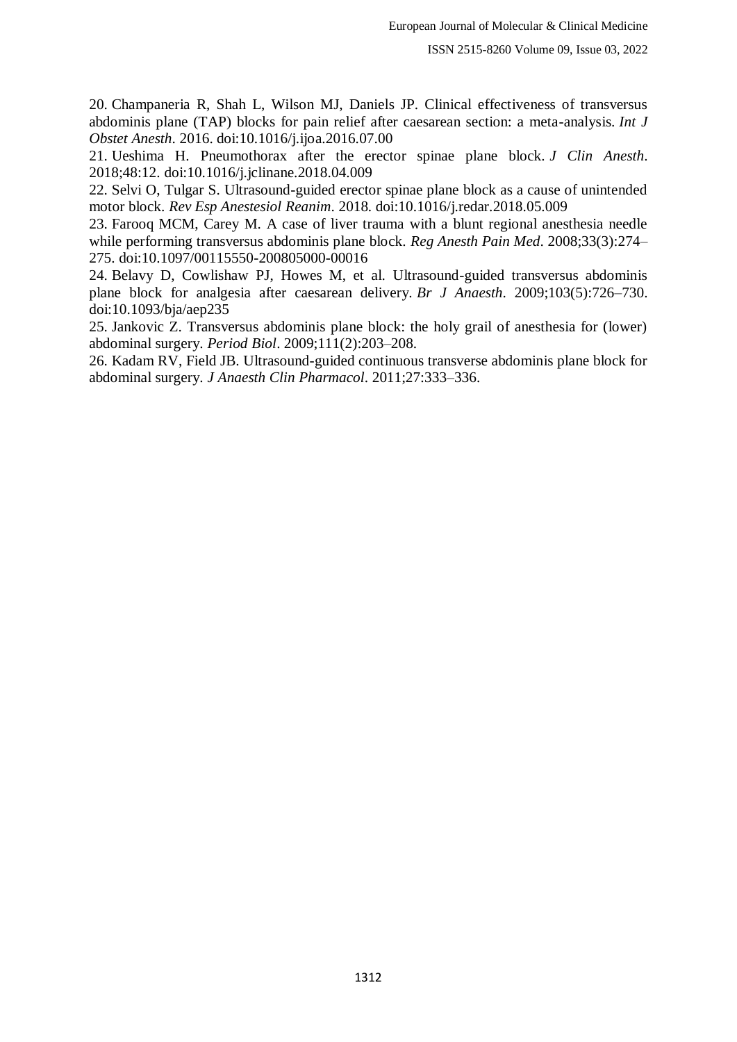20. Champaneria R, Shah L, Wilson MJ, Daniels JP. Clinical effectiveness of transversus abdominis plane (TAP) blocks for pain relief after caesarean section: a meta-analysis. *Int J Obstet Anesth*. 2016. doi:10.1016/j.ijoa.2016.07.00

21. Ueshima H. Pneumothorax after the erector spinae plane block. *J Clin Anesth*. 2018;48:12. doi:10.1016/j.jclinane.2018.04.009

22. Selvi O, Tulgar S. Ultrasound-guided erector spinae plane block as a cause of unintended motor block. *Rev Esp Anestesiol Reanim*. 2018. doi:10.1016/j.redar.2018.05.009

23. Farooq MCM, Carey M. A case of liver trauma with a blunt regional anesthesia needle while performing transversus abdominis plane block. *Reg Anesth Pain Med*. 2008;33(3):274–275. doi:10.1097/00115550-200805000-00016

24. Belavy D, Cowlishaw PJ, Howes M, et al. Ultrasound-guided transversus abdominis plane block for analgesia after caesarean delivery. *Br J Anaesth*. 2009;103(5):726–730. doi:10.1093/bja/aep235

25. Jankovic Z. Transversus abdominis plane block: the holy grail of anesthesia for (lower) abdominal surgery. *Period Biol*. 2009;111(2):203–208.

26. Kadam RV, Field JB. Ultrasound-guided continuous transverse abdominis plane block for abdominal surgery. *J Anaesth Clin Pharmacol*. 2011;27:333–336.